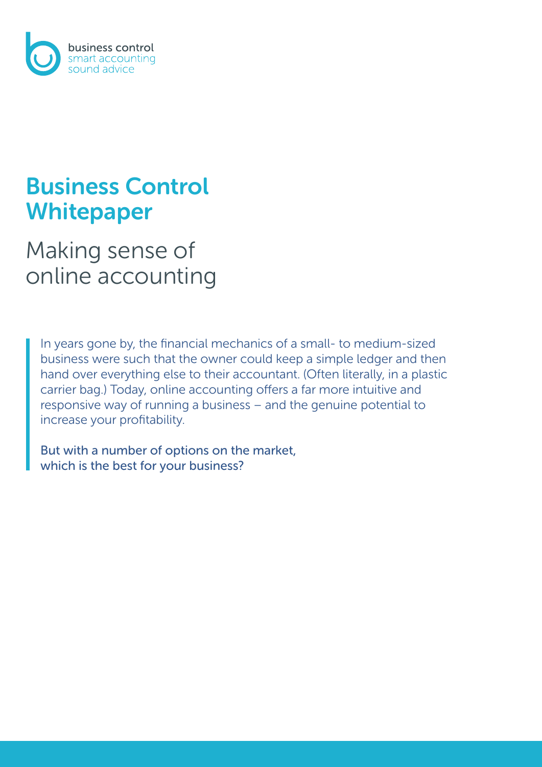business control
smart accounting
sound advice

# Business Control Whitepaper

## Making sense of online accounting

In years gone by, the financial mechanics of a small- to medium-sized business were such that the owner could keep a simple ledger and then hand over everything else to their accountant. (Often literally, in a plastic carrier bag.) Today, online accounting offers a far more intuitive and responsive way of running a business – and the genuine potential to increase your profitability.

But with a number of options on the market, which is the best for your business?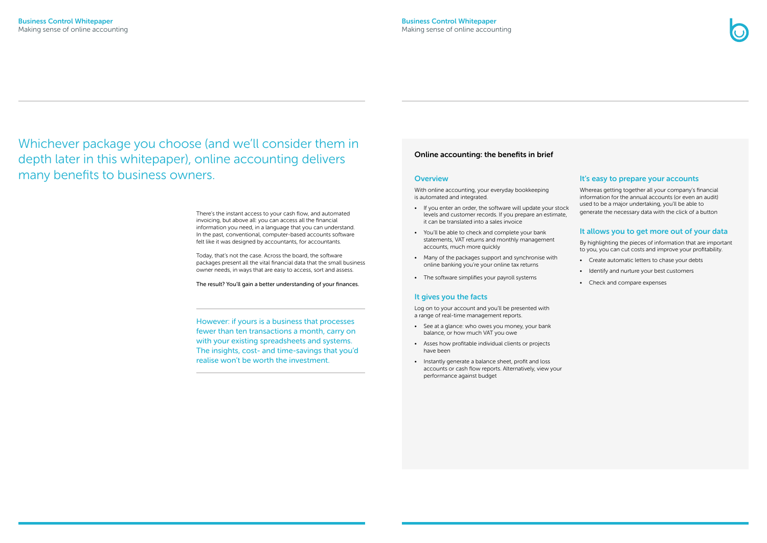Whichever package you choose (and we'll consider them in depth later in this whitepaper), online accounting delivers many benefits to business owners.

There's the instant access to your cash flow, and automated invoicing, but above all: you can access all the financial information you need, in a language that you can understand. In the past, conventional, computer-based accounts software felt like it was designed by accountants, for accountants.

Today, that's not the case. Across the board, the software packages present all the vital financial data that the small business owner needs, in ways that are easy to access, sort and assess.

The result? You'll gain a better understanding of your finances.

---

However: if yours is a business that processes fewer than ten transactions a month, carry on with your existing spreadsheets and systems. The insights, cost- and time-savings that you'd realise won't be worth the investment.

---

## Online accounting: the benefits in brief

### Overview

With online accounting, your everyday bookkeeping is automated and integrated.

- If you enter an order, the software will update your stock levels and customer records. If you prepare an estimate, it can be translated into a sales invoice
- You'll be able to check and complete your bank statements, VAT returns and monthly management accounts, much more quickly
- Many of the packages support and synchronise with online banking you're your online tax returns
- The software simplifies your payroll systems

### It gives you the facts

Log on to your account and you'll be presented with a range of real-time management reports.

- See at a glance: who owes you money, your bank balance, or how much VAT you owe
- Asses how profitable individual clients or projects have been
- Instantly generate a balance sheet, profit and loss accounts or cash flow reports. Alternatively, view your performance against budget

### It's easy to prepare your accounts

Whereas getting together all your company's financial information for the annual accounts (or even an audit) used to be a major undertaking, you'll be able to generate the necessary data with the click of a button

### It allows you to get more out of your data

By highlighting the pieces of information that are important to you, you can cut costs and improve your profitability.

- Create automatic letters to chase your debts
- Identify and nurture your best customers
- Check and compare expenses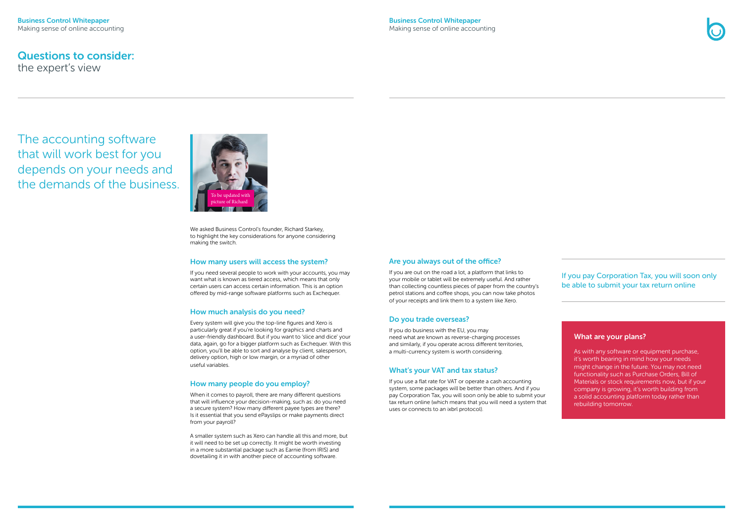# Questions to consider:
the expert's view

## The accounting software that will work best for you depends on your needs and the demands of the business.

To be updated with picture of Richard

We asked Business Control's founder, Richard Starkey, to highlight the key considerations for anyone considering making the switch.

### How many users will access the system?

If you need several people to work with your accounts, you may want what is known as tiered access, which means that only certain users can access certain information. This is an option offered by mid-range software platforms such as Exchequer.

### How much analysis do you need?

Every system will give you the top-line figures and Xero is particularly great if you're looking for graphics and charts and a user-friendly dashboard. But if you want to 'slice and dice' your data, again, go for a bigger platform such as Exchequer. With this option, you'll be able to sort and analyse by client, salesperson, delivery option, high or low margin, or a myriad of other useful variables.

### How many people do you employ?

When it comes to payroll, there are many different questions that will influence your decision-making, such as: do you need a secure system? How many different payee types are there? Is it essential that you send ePayslips or make payments direct from your payroll?

A smaller system such as Xero can handle all this and more, but it will need to be set up correctly. It might be worth investing in a more substantial package such as Earnie (from IRIS) and dovetailing it in with another piece of accounting software.

### Are you always out of the office?

If you are out on the road a lot, a platform that links to your mobile or tablet will be extremely useful. And rather than collecting countless pieces of paper from the country's petrol stations and coffee shops, you can now take photos of your receipts and link them to a system like Xero.

### Do you trade overseas?

If you do business with the EU, you may need what are known as reverse-charging processes and similarly, if you operate across different territories, a multi-currency system is worth considering.

### What's your VAT and tax status?

If you use a flat rate for VAT or operate a cash accounting system, some packages will be better than others. And if you pay Corporation Tax, you will soon only be able to submit your tax return online (which means that you will need a system that uses or connects to an ixbrl protocol).

> If you pay Corporation Tax, you will soon only be able to submit your tax return online

### What are your plans?

As with any software or equipment purchase, it's worth bearing in mind how your needs might change in the future. You may not need functionality such as Purchase Orders, Bill of Materials or stock requirements now, but if your company is growing, it's worth building from a solid accounting platform today rather than rebuilding tomorrow.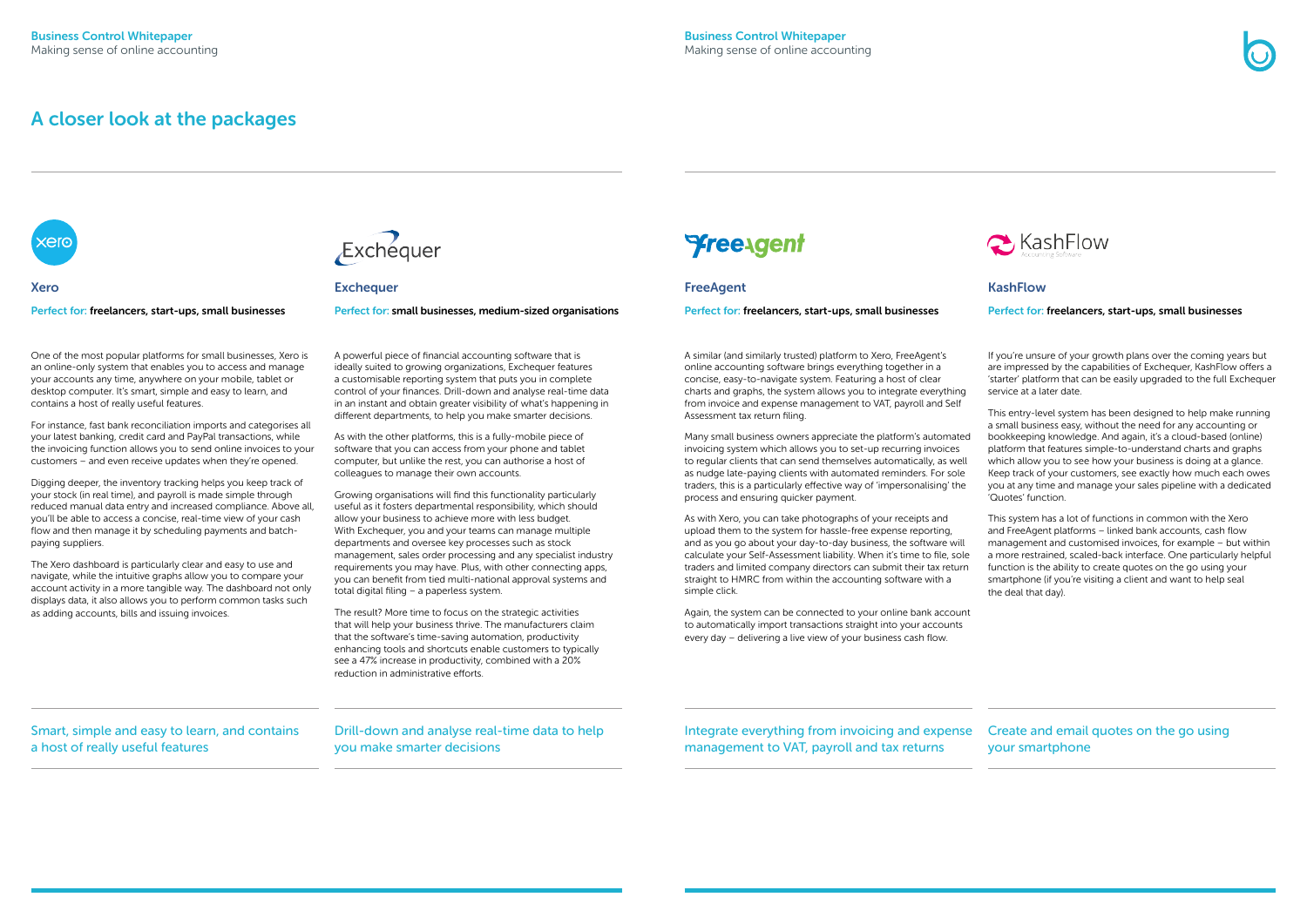# A closer look at the packages

## Xero

Perfect for: **freelancers, start-ups, small businesses**

One of the most popular platforms for small businesses, Xero is an online-only system that enables you to access and manage your accounts any time, anywhere on your mobile, tablet or desktop computer. It's smart, simple and easy to learn, and contains a host of really useful features.

For instance, fast bank reconciliation imports and categorises all your latest banking, credit card and PayPal transactions, while the invoicing function allows you to send online invoices to your customers – and even receive updates when they're opened.

Digging deeper, the inventory tracking helps you keep track of your stock (in real time), and payroll is made simple through reduced manual data entry and increased compliance. Above all, you'll be able to access a concise, real-time view of your cash flow and then manage it by scheduling payments and batch-paying suppliers.

The Xero dashboard is particularly clear and easy to use and navigate, while the intuitive graphs allow you to compare your account activity in a more tangible way. The dashboard not only displays data, it also allows you to perform common tasks such as adding accounts, bills and issuing invoices.

Smart, simple and easy to learn, and contains a host of really useful features

## Exchequer

Perfect for: **small businesses, medium-sized organisations**

A powerful piece of financial accounting software that is ideally suited to growing organizations, Exchequer features a customisable reporting system that puts you in complete control of your finances. Drill-down and analyse real-time data in an instant and obtain greater visibility of what's happening in different departments, to help you make smarter decisions.

As with the other platforms, this is a fully-mobile piece of software that you can access from your phone and tablet computer, but unlike the rest, you can authorise a host of colleagues to manage their own accounts.

Growing organisations will find this functionality particularly useful as it fosters departmental responsibility, which should allow your business to achieve more with less budget. With Exchequer, you and your teams can manage multiple departments and oversee key processes such as stock management, sales order processing and any specialist industry requirements you may have. Plus, with other connecting apps, you can benefit from tied multi-national approval systems and total digital filing – a paperless system.

The result? More time to focus on the strategic activities that will help your business thrive. The manufacturers claim that the software's time-saving automation, productivity enhancing tools and shortcuts enable customers to typically see a 47% increase in productivity, combined with a 20% reduction in administrative efforts.

Drill-down and analyse real-time data to help you make smarter decisions

## FreeAgent

Perfect for: **freelancers, start-ups, small businesses**

A similar (and similarly trusted) platform to Xero, FreeAgent's online accounting software brings everything together in a concise, easy-to-navigate system. Featuring a host of clear charts and graphs, the system allows you to integrate everything from invoice and expense management to VAT, payroll and Self Assessment tax return filing.

Many small business owners appreciate the platform's automated invoicing system which allows you to set-up recurring invoices to regular clients that can send themselves automatically, as well as nudge late-paying clients with automated reminders. For sole traders, this is a particularly effective way of 'impersonalising' the process and ensuring quicker payment.

As with Xero, you can take photographs of your receipts and upload them to the system for hassle-free expense reporting, and as you go about your day-to-day business, the software will calculate your Self-Assessment liability. When it's time to file, sole traders and limited company directors can submit their tax return straight to HMRC from within the accounting software with a simple click.

Again, the system can be connected to your online bank account to automatically import transactions straight into your accounts every day – delivering a live view of your business cash flow.

Integrate everything from invoicing and expense management to VAT, payroll and tax returns

## KashFlow

Perfect for: **freelancers, start-ups, small businesses**

If you're unsure of your growth plans over the coming years but are impressed by the capabilities of Exchequer, KashFlow offers a 'starter' platform that can be easily upgraded to the full Exchequer service at a later date.

This entry-level system has been designed to help make running a small business easy, without the need for any accounting or bookkeeping knowledge. And again, it's a cloud-based (online) platform that features simple-to-understand charts and graphs which allow you to see how your business is doing at a glance. Keep track of your customers, see exactly how much each owes you at any time and manage your sales pipeline with a dedicated 'Quotes' function.

This system has a lot of functions in common with the Xero and FreeAgent platforms – linked bank accounts, cash flow management and customised invoices, for example – but within a more restrained, scaled-back interface. One particularly helpful function is the ability to create quotes on the go using your smartphone (if you're visiting a client and want to help seal the deal that day).

Create and email quotes on the go using your smartphone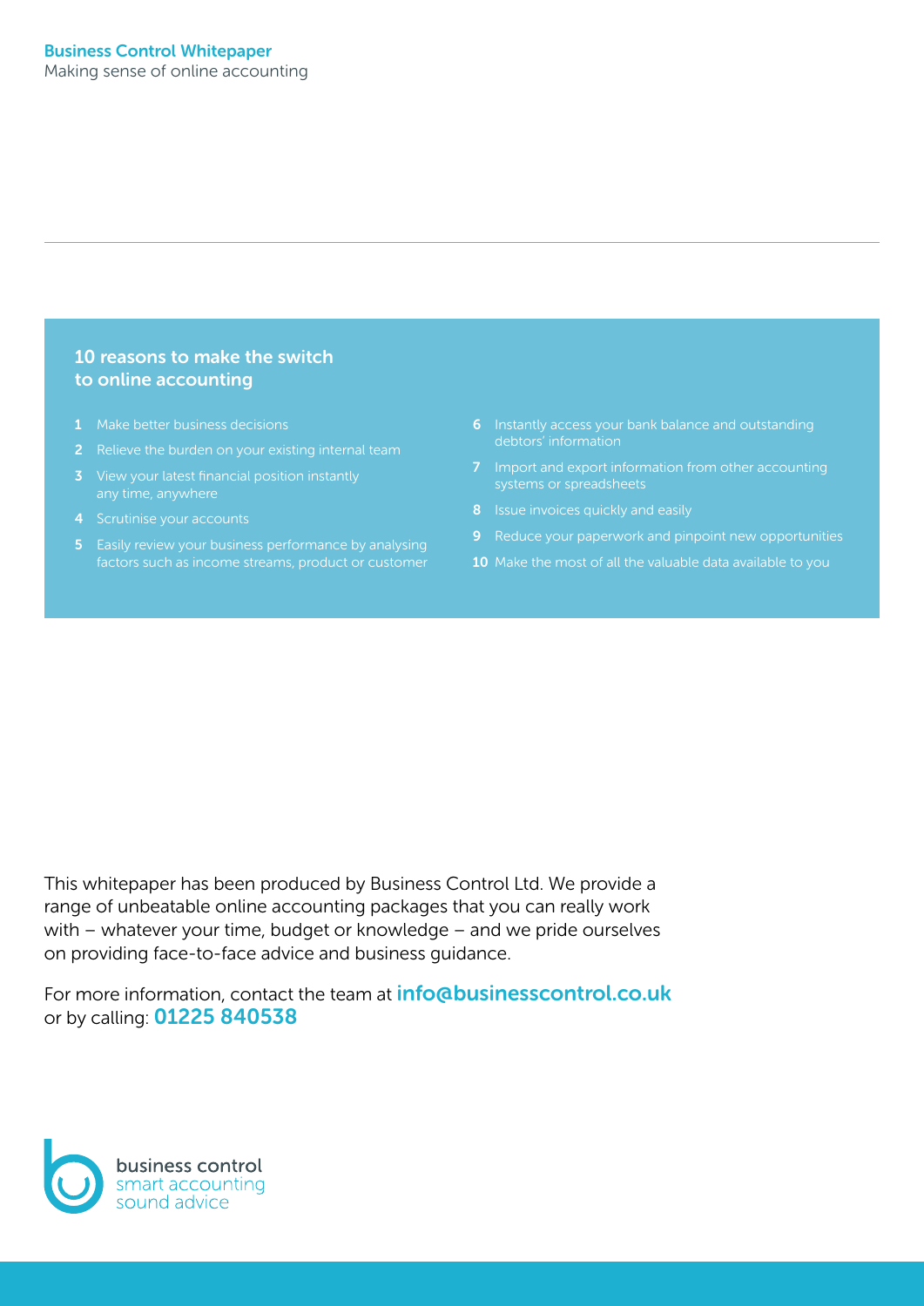## 10 reasons to make the switch to online accounting

1. Make better business decisions
2. Relieve the burden on your existing internal team
3. View your latest financial position instantly any time, anywhere
4. Scrutinise your accounts
5. Easily review your business performance by analysing factors such as income streams, product or customer
6. Instantly access your bank balance and outstanding debtors' information
7. Import and export information from other accounting systems or spreadsheets
8. Issue invoices quickly and easily
9. Reduce your paperwork and pinpoint new opportunities
10. Make the most of all the valuable data available to you

This whitepaper has been produced by Business Control Ltd. We provide a range of unbeatable online accounting packages that you can really work with – whatever your time, budget or knowledge – and we pride ourselves on providing face-to-face advice and business guidance.

For more information, contact the team at **info@businesscontrol.co.uk** or by calling: **01225 840538**

business control
smart accounting
sound advice